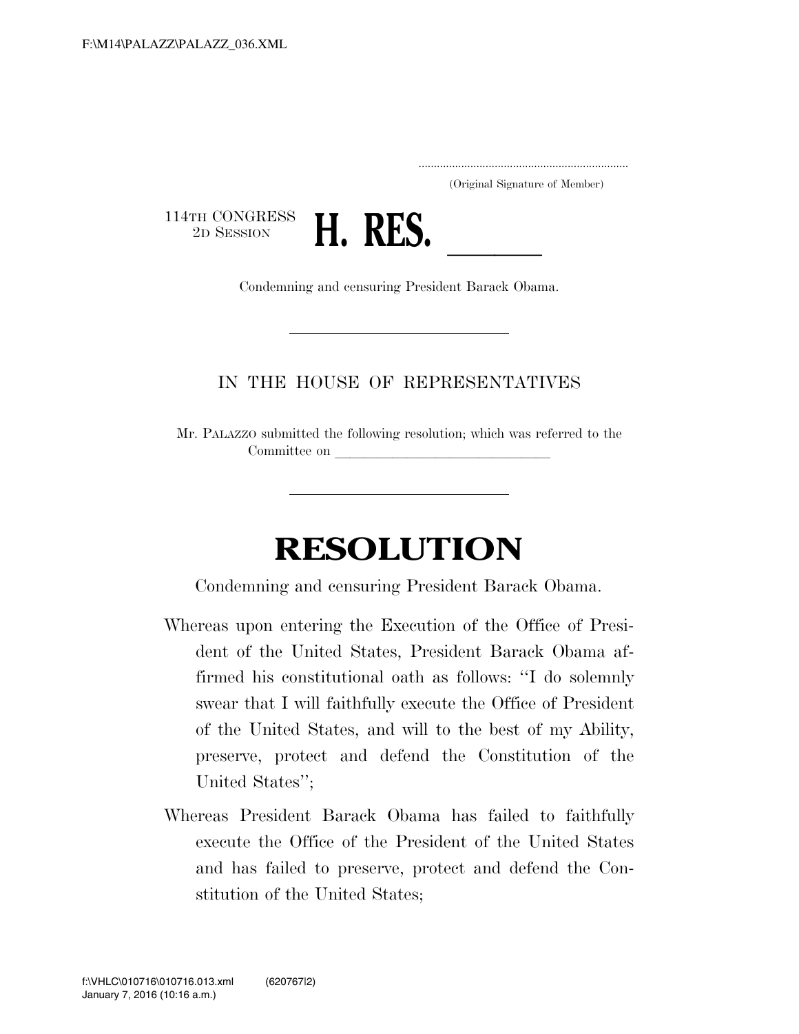(Original Signature of Member)

114TH CONGRESS
2D SESSION

# H. RES. \_\_\_\_\_

Condemning and censuring President Barack Obama.

IN THE HOUSE OF REPRESENTATIVES

Mr. PALAZZO submitted the following resolution; which was referred to the Committee on \_\_\_\_\_\_\_\_\_\_\_\_\_\_\_\_\_\_\_\_\_\_\_\_\_\_\_\_\_\_

# RESOLUTION

Condemning and censuring President Barack Obama.

Whereas upon entering the Execution of the Office of President of the United States, President Barack Obama affirmed his constitutional oath as follows: "I do solemnly swear that I will faithfully execute the Office of President of the United States, and will to the best of my Ability, preserve, protect and defend the Constitution of the United States";

Whereas President Barack Obama has failed to faithfully execute the Office of the President of the United States and has failed to preserve, protect and defend the Constitution of the United States;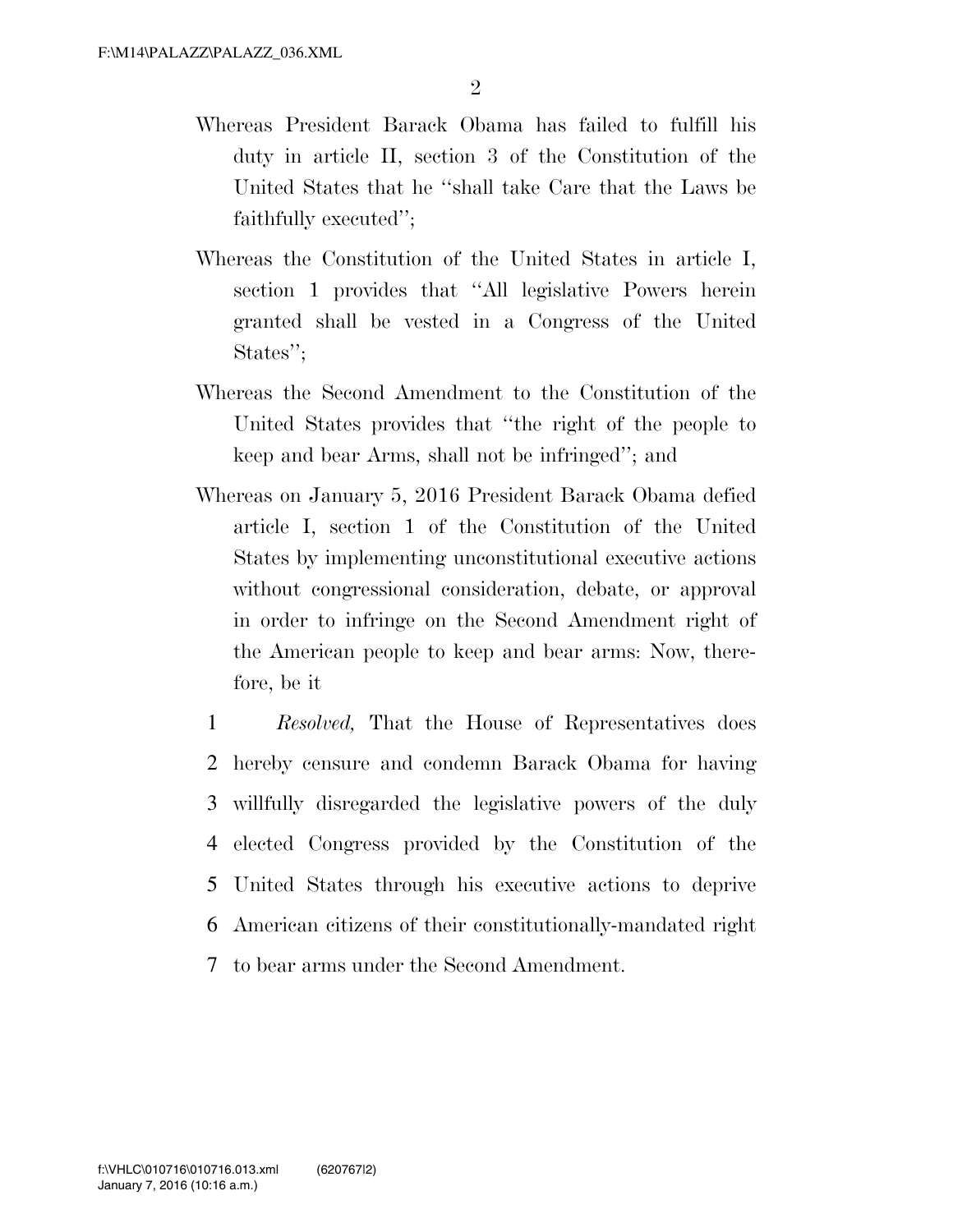Whereas President Barack Obama has failed to fulfill his duty in article II, section 3 of the Constitution of the United States that he ''shall take Care that the Laws be faithfully executed'';

Whereas the Constitution of the United States in article I, section 1 provides that ''All legislative Powers herein granted shall be vested in a Congress of the United States'';

Whereas the Second Amendment to the Constitution of the United States provides that ''the right of the people to keep and bear Arms, shall not be infringed''; and

Whereas on January 5, 2016 President Barack Obama defied article I, section 1 of the Constitution of the United States by implementing unconstitutional executive actions without congressional consideration, debate, or approval in order to infringe on the Second Amendment right of the American people to keep and bear arms: Now, therefore, be it

*Resolved,* That the House of Representatives does hereby censure and condemn Barack Obama for having willfully disregarded the legislative powers of the duly elected Congress provided by the Constitution of the United States through his executive actions to deprive American citizens of their constitutionally-mandated right to bear arms under the Second Amendment.